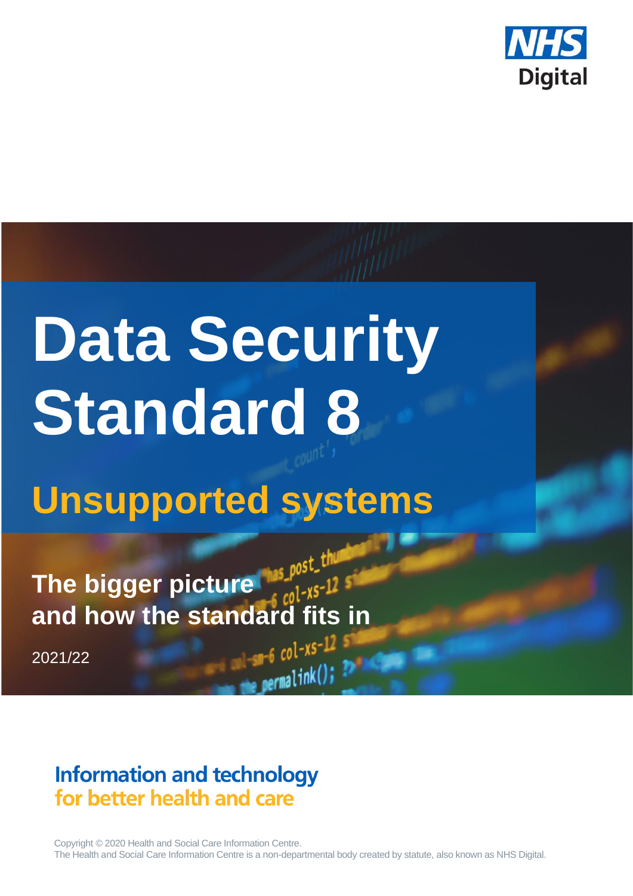NHS Digital

# Data Security Standard 8

## Unsupported systems

**The bigger picture and how the standard fits in**

2021/22

**Information and technology for better health and care**

Copyright © 2020 Health and Social Care Information Centre.
The Health and Social Care Information Centre is a non-departmental body created by statute, also known as NHS Digital.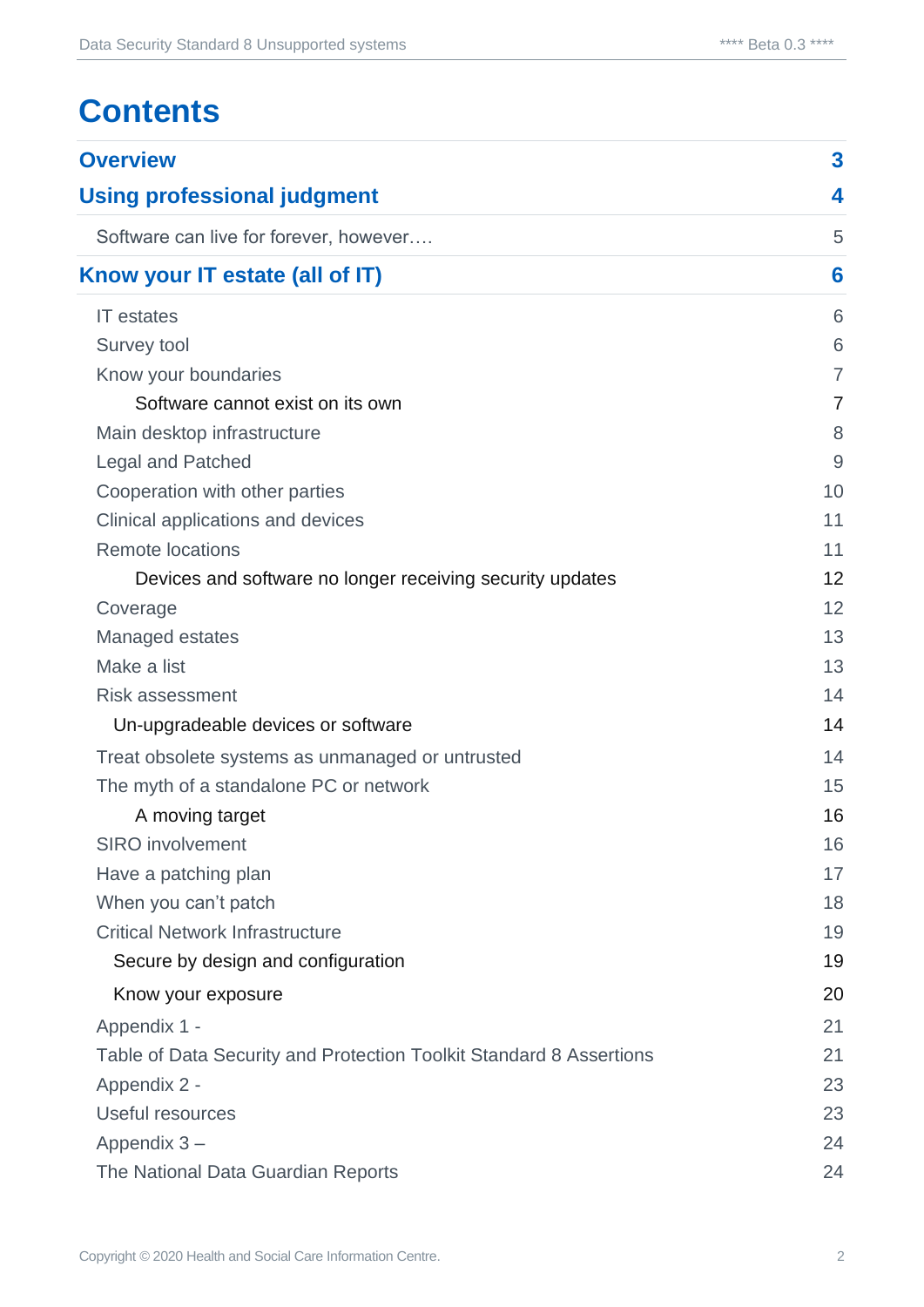# Contents

| | |
|---|---|
| **Overview** | **3** |
| **Using professional judgment** | **4** |
| Software can live for forever, however…. | 5 |
| **Know your IT estate (all of IT)** | **6** |
| IT estates | 6 |
| Survey tool | 6 |
| Know your boundaries | 7 |
| Software cannot exist on its own | 7 |
| Main desktop infrastructure | 8 |
| Legal and Patched | 9 |
| Cooperation with other parties | 10 |
| Clinical applications and devices | 11 |
| Remote locations | 11 |
| Devices and software no longer receiving security updates | 12 |
| Coverage | 12 |
| Managed estates | 13 |
| Make a list | 13 |
| Risk assessment | 14 |
| Un-upgradeable devices or software | 14 |
| Treat obsolete systems as unmanaged or untrusted | 14 |
| The myth of a standalone PC or network | 15 |
| A moving target | 16 |
| SIRO involvement | 16 |
| Have a patching plan | 17 |
| When you can't patch | 18 |
| Critical Network Infrastructure | 19 |
| Secure by design and configuration | 19 |
| Know your exposure | 20 |
| Appendix 1 - | 21 |
| Table of Data Security and Protection Toolkit Standard 8 Assertions | 21 |
| Appendix 2 - | 23 |
| Useful resources | 23 |
| Appendix 3 – | 24 |
| The National Data Guardian Reports | 24 |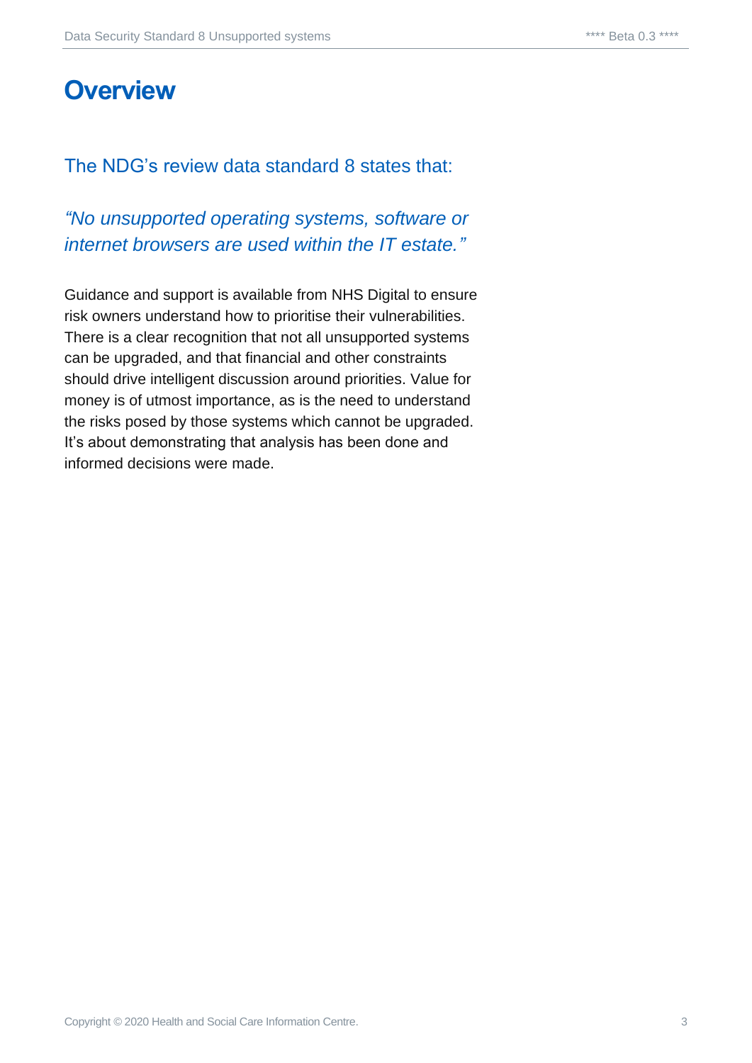# Overview

## The NDG's review data standard 8 states that:

*"No unsupported operating systems, software or internet browsers are used within the IT estate."*

Guidance and support is available from NHS Digital to ensure risk owners understand how to prioritise their vulnerabilities. There is a clear recognition that not all unsupported systems can be upgraded, and that financial and other constraints should drive intelligent discussion around priorities. Value for money is of utmost importance, as is the need to understand the risks posed by those systems which cannot be upgraded. It's about demonstrating that analysis has been done and informed decisions were made.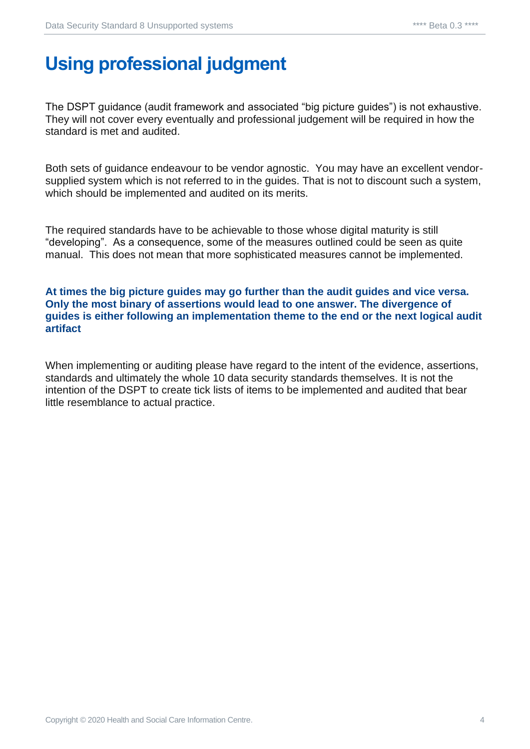# Using professional judgment

The DSPT guidance (audit framework and associated "big picture guides") is not exhaustive. They will not cover every eventually and professional judgement will be required in how the standard is met and audited.

Both sets of guidance endeavour to be vendor agnostic. You may have an excellent vendor-supplied system which is not referred to in the guides. That is not to discount such a system, which should be implemented and audited on its merits.

The required standards have to be achievable to those whose digital maturity is still "developing". As a consequence, some of the measures outlined could be seen as quite manual. This does not mean that more sophisticated measures cannot be implemented.

**At times the big picture guides may go further than the audit guides and vice versa. Only the most binary of assertions would lead to one answer. The divergence of guides is either following an implementation theme to the end or the next logical audit artifact**

When implementing or auditing please have regard to the intent of the evidence, assertions, standards and ultimately the whole 10 data security standards themselves. It is not the intention of the DSPT to create tick lists of items to be implemented and audited that bear little resemblance to actual practice.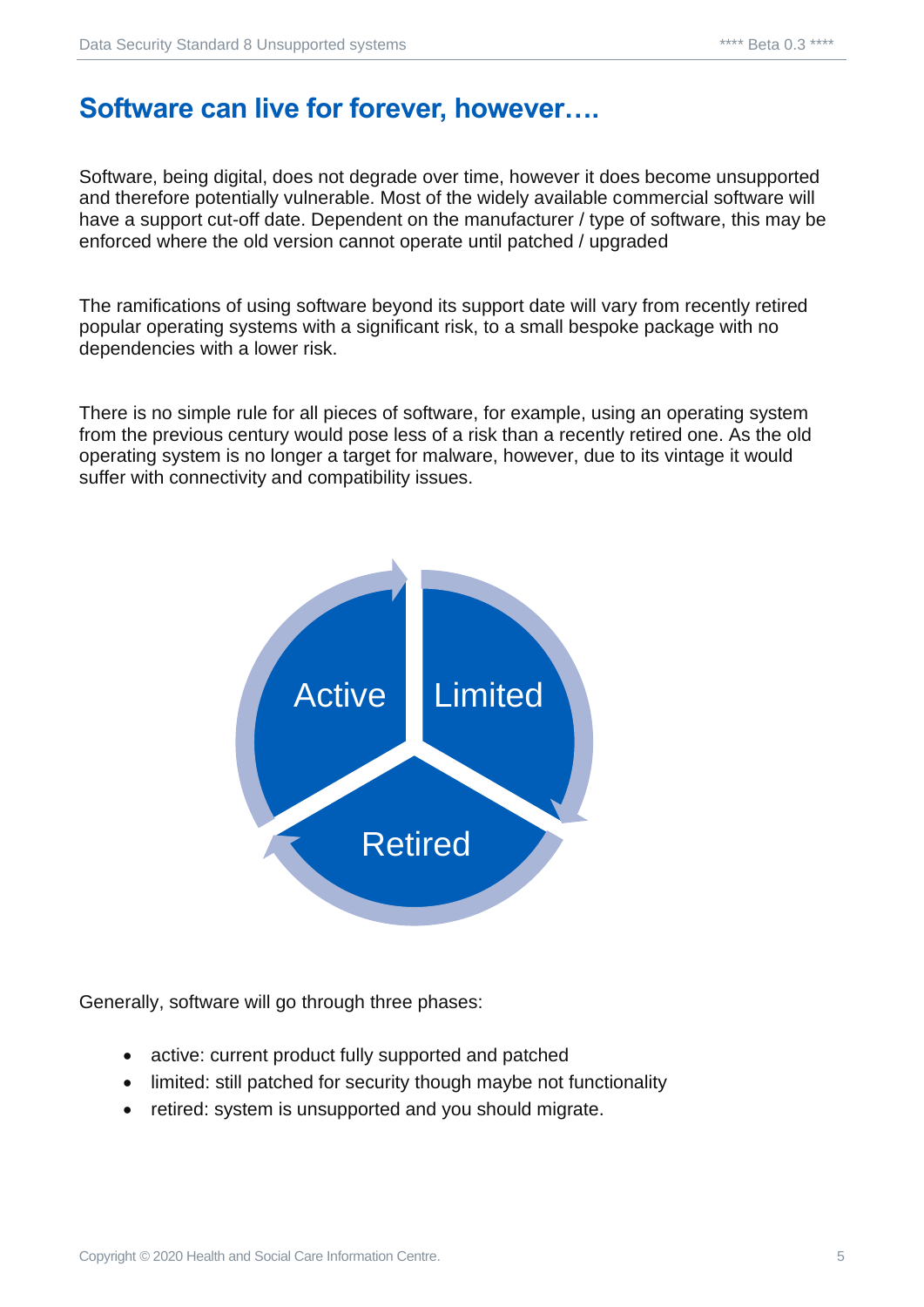## Software can live for forever, however….

Software, being digital, does not degrade over time, however it does become unsupported and therefore potentially vulnerable. Most of the widely available commercial software will have a support cut-off date. Dependent on the manufacturer / type of software, this may be enforced where the old version cannot operate until patched / upgraded

The ramifications of using software beyond its support date will vary from recently retired popular operating systems with a significant risk, to a small bespoke package with no dependencies with a lower risk.

There is no simple rule for all pieces of software, for example, using an operating system from the previous century would pose less of a risk than a recently retired one. As the old operating system is no longer a target for malware, however, due to its vintage it would suffer with connectivity and compatibility issues.

Generally, software will go through three phases:

- active: current product fully supported and patched
- limited: still patched for security though maybe not functionality
- retired: system is unsupported and you should migrate.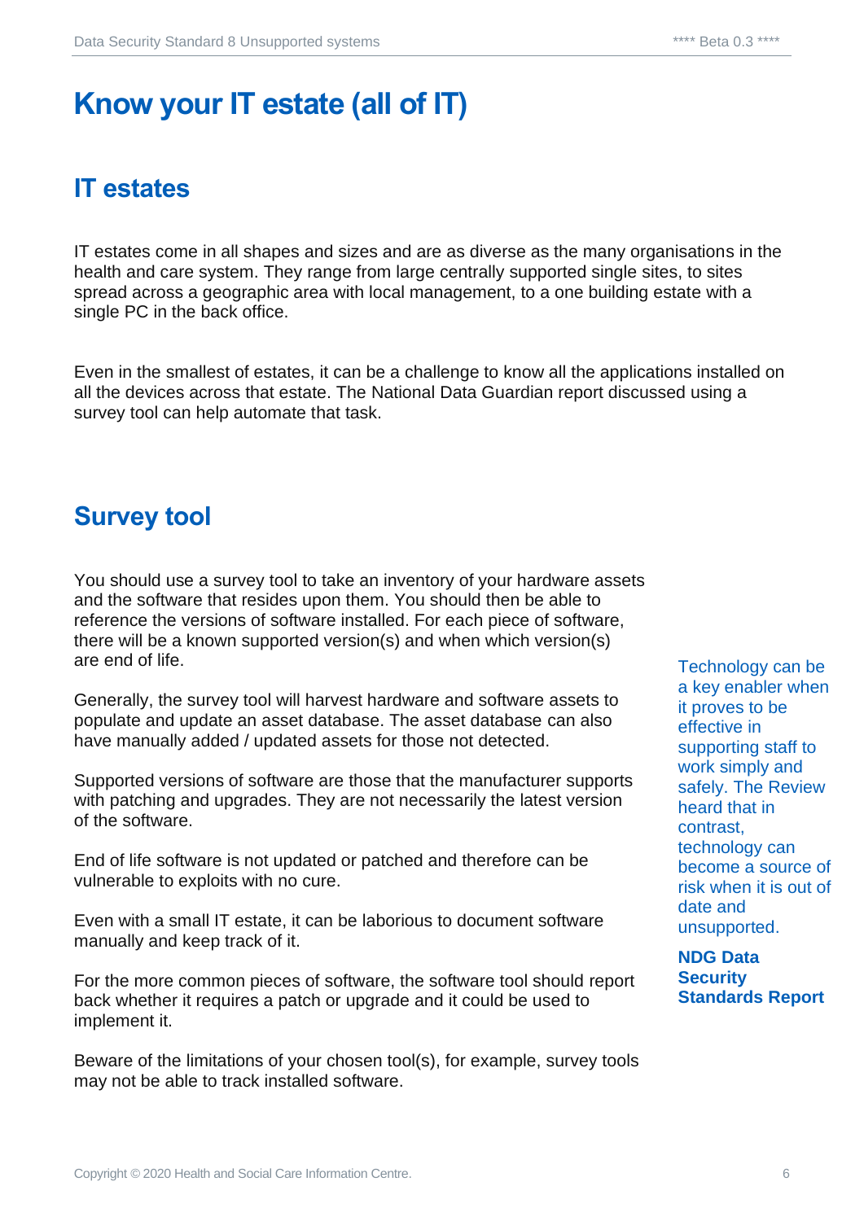# Know your IT estate (all of IT)

## IT estates

IT estates come in all shapes and sizes and are as diverse as the many organisations in the health and care system. They range from large centrally supported single sites, to sites spread across a geographic area with local management, to a one building estate with a single PC in the back office.

Even in the smallest of estates, it can be a challenge to know all the applications installed on all the devices across that estate. The National Data Guardian report discussed using a survey tool can help automate that task.

## Survey tool

You should use a survey tool to take an inventory of your hardware assets and the software that resides upon them. You should then be able to reference the versions of software installed. For each piece of software, there will be a known supported version(s) and when which version(s) are end of life.

Generally, the survey tool will harvest hardware and software assets to populate and update an asset database. The asset database can also have manually added / updated assets for those not detected.

Supported versions of software are those that the manufacturer supports with patching and upgrades. They are not necessarily the latest version of the software.

End of life software is not updated or patched and therefore can be vulnerable to exploits with no cure.

Even with a small IT estate, it can be laborious to document software manually and keep track of it.

For the more common pieces of software, the software tool should report back whether it requires a patch or upgrade and it could be used to implement it.

Beware of the limitations of your chosen tool(s), for example, survey tools may not be able to track installed software.

Technology can be a key enabler when it proves to be effective in supporting staff to work simply and safely. The Review heard that in contrast, technology can become a source of risk when it is out of date and unsupported.

**NDG Data Security Standards Report**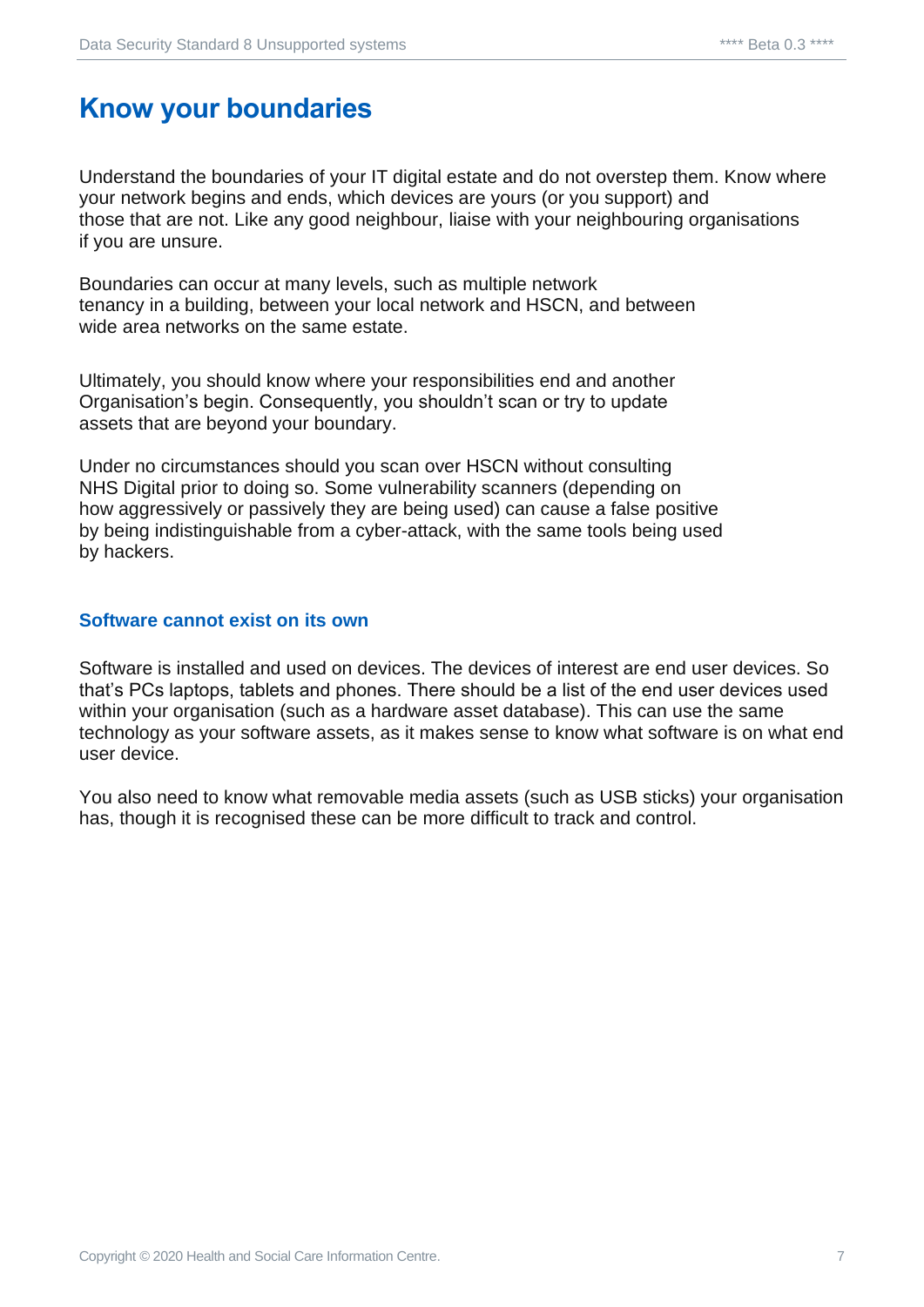# Know your boundaries

Understand the boundaries of your IT digital estate and do not overstep them. Know where your network begins and ends, which devices are yours (or you support) and those that are not. Like any good neighbour, liaise with your neighbouring organisations if you are unsure.

Boundaries can occur at many levels, such as multiple network tenancy in a building, between your local network and HSCN, and between wide area networks on the same estate.

Ultimately, you should know where your responsibilities end and another Organisation's begin. Consequently, you shouldn't scan or try to update assets that are beyond your boundary.

Under no circumstances should you scan over HSCN without consulting NHS Digital prior to doing so. Some vulnerability scanners (depending on how aggressively or passively they are being used) can cause a false positive by being indistinguishable from a cyber-attack, with the same tools being used by hackers.

### Software cannot exist on its own

Software is installed and used on devices. The devices of interest are end user devices. So that's PCs laptops, tablets and phones. There should be a list of the end user devices used within your organisation (such as a hardware asset database). This can use the same technology as your software assets, as it makes sense to know what software is on what end user device.

You also need to know what removable media assets (such as USB sticks) your organisation has, though it is recognised these can be more difficult to track and control.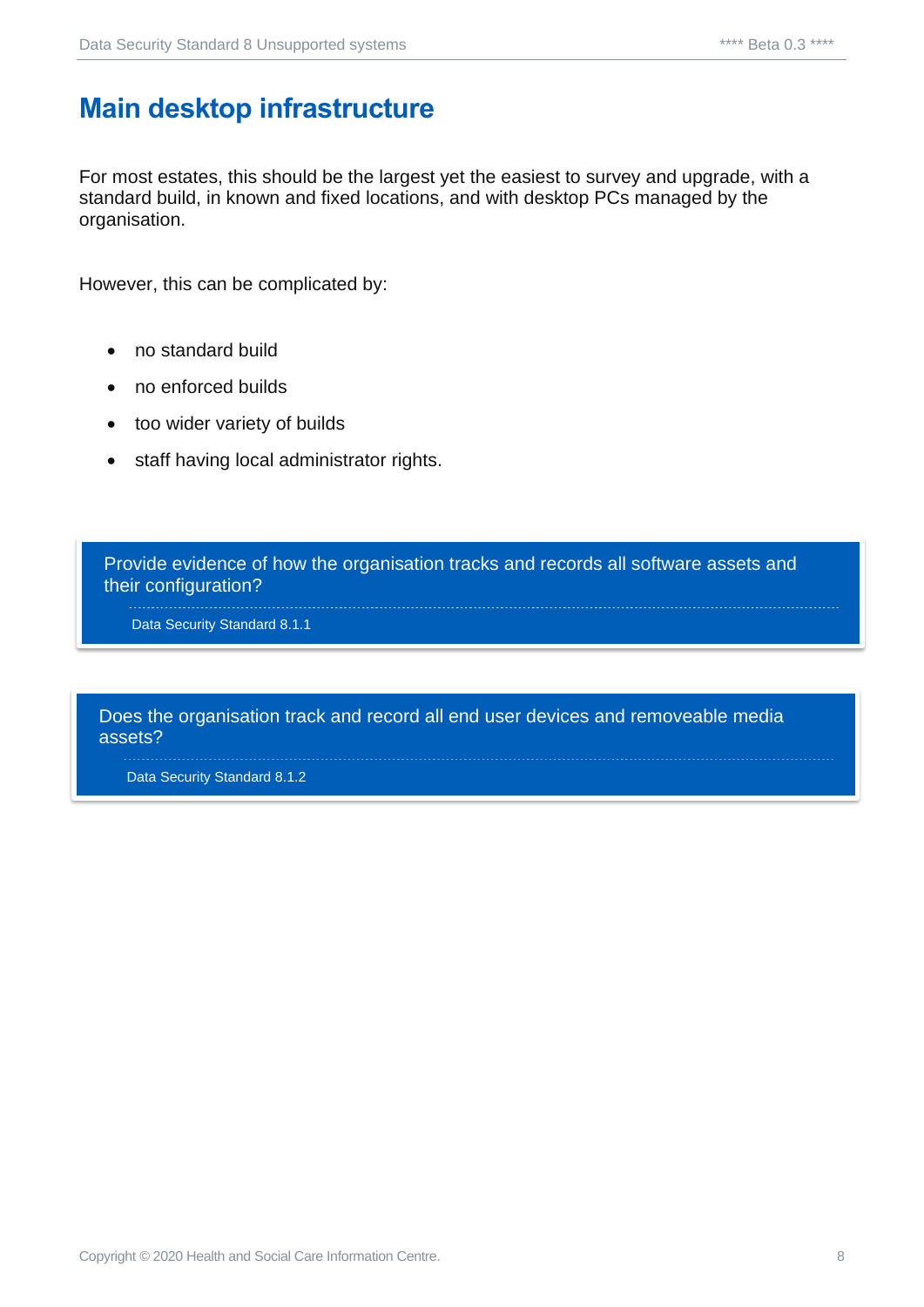## Main desktop infrastructure

For most estates, this should be the largest yet the easiest to survey and upgrade, with a standard build, in known and fixed locations, and with desktop PCs managed by the organisation.

However, this can be complicated by:

- no standard build
- no enforced builds
- too wider variety of builds
- staff having local administrator rights.

> Provide evidence of how the organisation tracks and records all software assets and their configuration?
>
> Data Security Standard 8.1.1

> Does the organisation track and record all end user devices and removeable media assets?
>
> Data Security Standard 8.1.2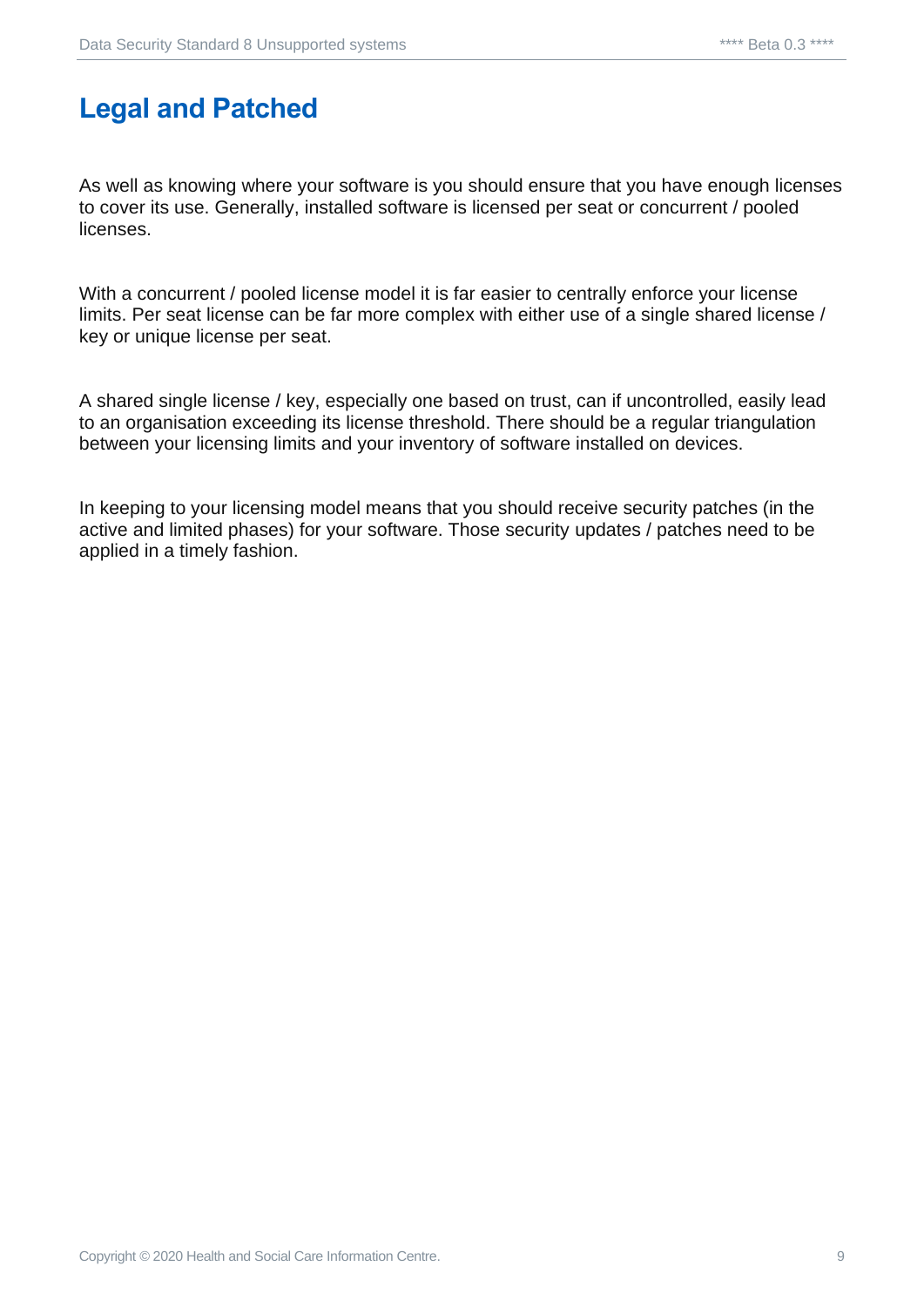# Legal and Patched

As well as knowing where your software is you should ensure that you have enough licenses to cover its use. Generally, installed software is licensed per seat or concurrent / pooled licenses.

With a concurrent / pooled license model it is far easier to centrally enforce your license limits. Per seat license can be far more complex with either use of a single shared license / key or unique license per seat.

A shared single license / key, especially one based on trust, can if uncontrolled, easily lead to an organisation exceeding its license threshold. There should be a regular triangulation between your licensing limits and your inventory of software installed on devices.

In keeping to your licensing model means that you should receive security patches (in the active and limited phases) for your software. Those security updates / patches need to be applied in a timely fashion.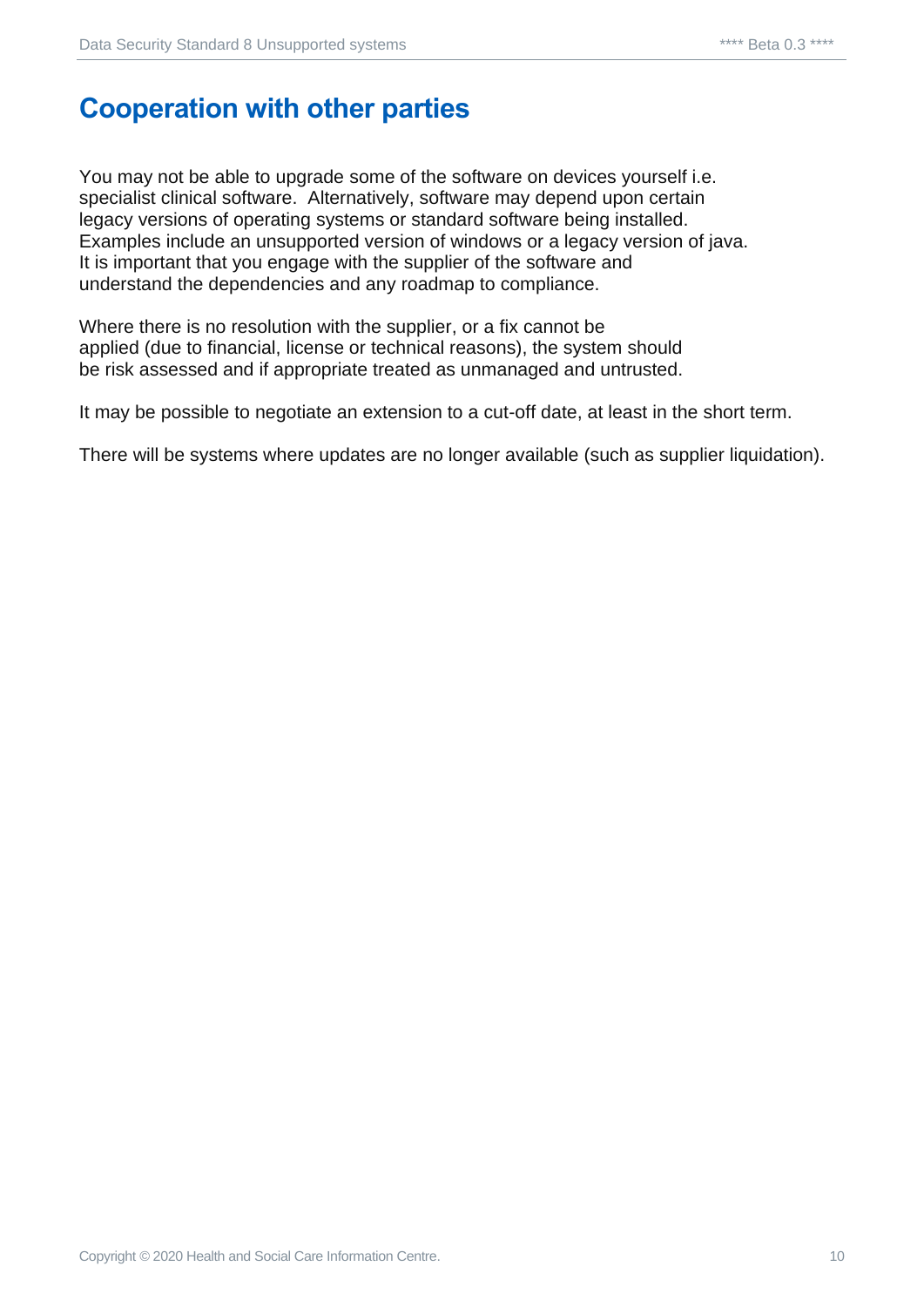## Cooperation with other parties

You may not be able to upgrade some of the software on devices yourself i.e. specialist clinical software. Alternatively, software may depend upon certain legacy versions of operating systems or standard software being installed. Examples include an unsupported version of windows or a legacy version of java. It is important that you engage with the supplier of the software and understand the dependencies and any roadmap to compliance.

Where there is no resolution with the supplier, or a fix cannot be applied (due to financial, license or technical reasons), the system should be risk assessed and if appropriate treated as unmanaged and untrusted.

It may be possible to negotiate an extension to a cut-off date, at least in the short term.

There will be systems where updates are no longer available (such as supplier liquidation).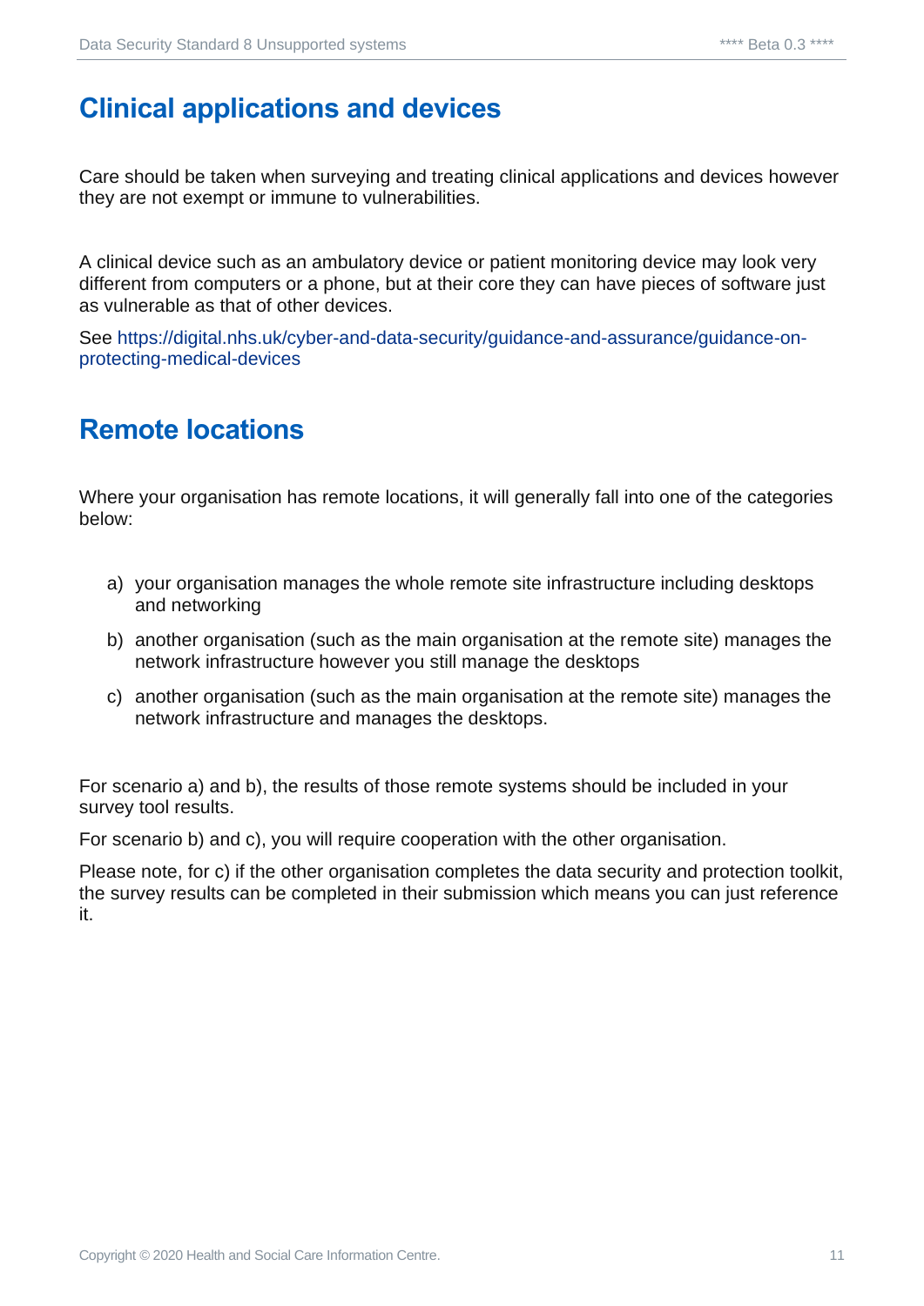## Clinical applications and devices

Care should be taken when surveying and treating clinical applications and devices however they are not exempt or immune to vulnerabilities.

A clinical device such as an ambulatory device or patient monitoring device may look very different from computers or a phone, but at their core they can have pieces of software just as vulnerable as that of other devices.

See https://digital.nhs.uk/cyber-and-data-security/guidance-and-assurance/guidance-on-protecting-medical-devices

## Remote locations

Where your organisation has remote locations, it will generally fall into one of the categories below:

a) your organisation manages the whole remote site infrastructure including desktops and networking

b) another organisation (such as the main organisation at the remote site) manages the network infrastructure however you still manage the desktops

c) another organisation (such as the main organisation at the remote site) manages the network infrastructure and manages the desktops.

For scenario a) and b), the results of those remote systems should be included in your survey tool results.

For scenario b) and c), you will require cooperation with the other organisation.

Please note, for c) if the other organisation completes the data security and protection toolkit, the survey results can be completed in their submission which means you can just reference it.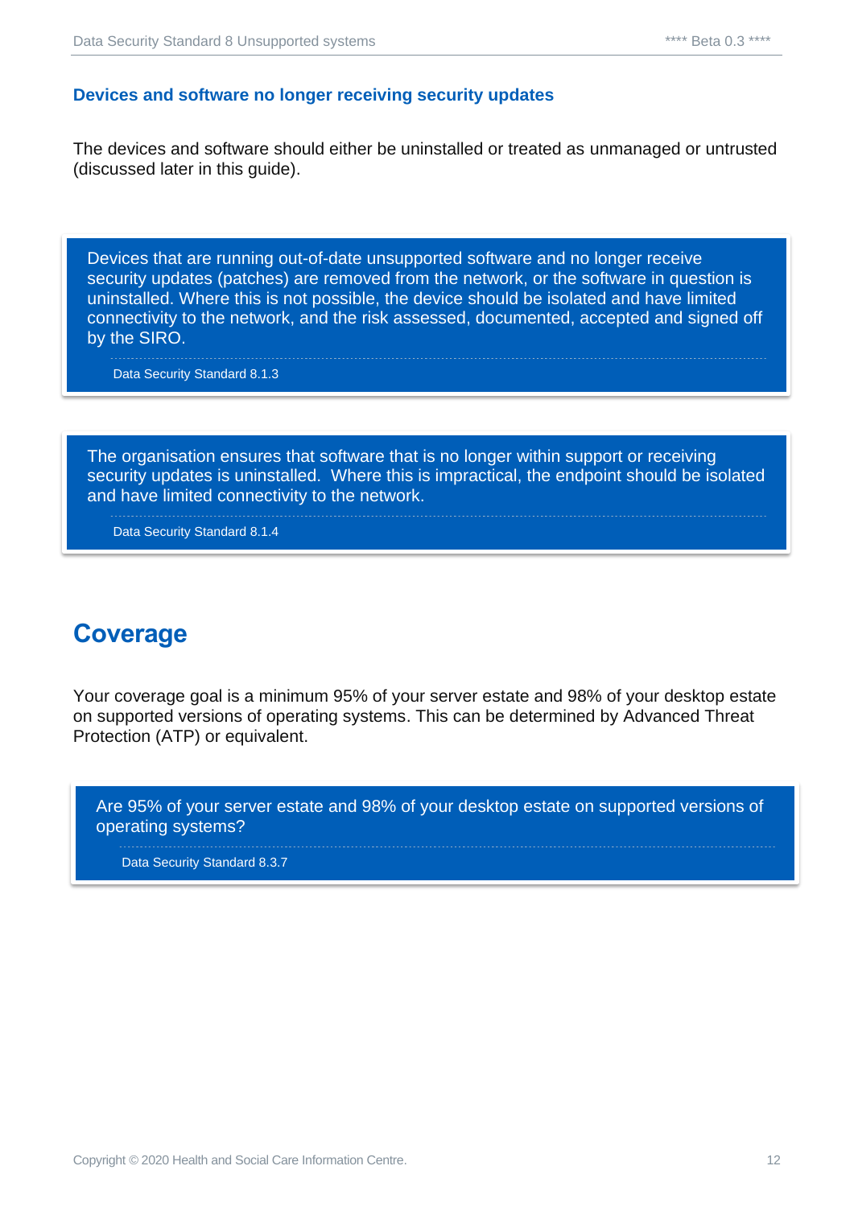### Devices and software no longer receiving security updates

The devices and software should either be uninstalled or treated as unmanaged or untrusted (discussed later in this guide).

> Devices that are running out-of-date unsupported software and no longer receive security updates (patches) are removed from the network, or the software in question is uninstalled. Where this is not possible, the device should be isolated and have limited connectivity to the network, and the risk assessed, documented, accepted and signed off by the SIRO.
>
> Data Security Standard 8.1.3

> The organisation ensures that software that is no longer within support or receiving security updates is uninstalled. Where this is impractical, the endpoint should be isolated and have limited connectivity to the network.
>
> Data Security Standard 8.1.4

## Coverage

Your coverage goal is a minimum 95% of your server estate and 98% of your desktop estate on supported versions of operating systems. This can be determined by Advanced Threat Protection (ATP) or equivalent.

> Are 95% of your server estate and 98% of your desktop estate on supported versions of operating systems?
>
> Data Security Standard 8.3.7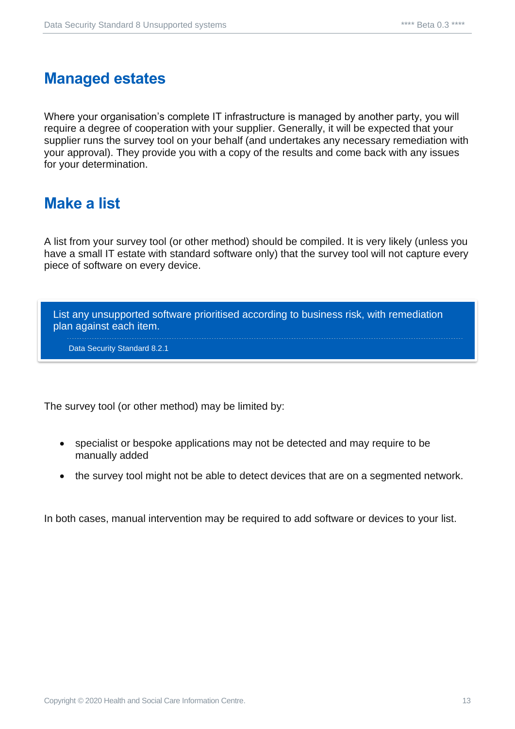## Managed estates

Where your organisation's complete IT infrastructure is managed by another party, you will require a degree of cooperation with your supplier. Generally, it will be expected that your supplier runs the survey tool on your behalf (and undertakes any necessary remediation with your approval). They provide you with a copy of the results and come back with any issues for your determination.

## Make a list

A list from your survey tool (or other method) should be compiled. It is very likely (unless you have a small IT estate with standard software only) that the survey tool will not capture every piece of software on every device.

> List any unsupported software prioritised according to business risk, with remediation plan against each item.
>
> Data Security Standard 8.2.1

The survey tool (or other method) may be limited by:

- specialist or bespoke applications may not be detected and may require to be manually added
- the survey tool might not be able to detect devices that are on a segmented network.

In both cases, manual intervention may be required to add software or devices to your list.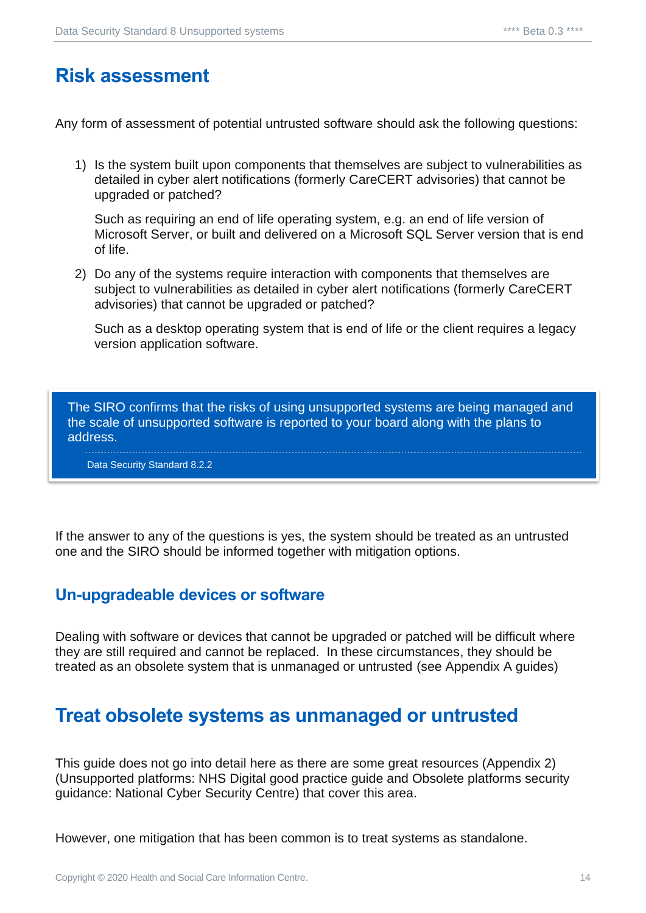## Risk assessment

Any form of assessment of potential untrusted software should ask the following questions:

1) Is the system built upon components that themselves are subject to vulnerabilities as detailed in cyber alert notifications (formerly CareCERT advisories) that cannot be upgraded or patched?

   Such as requiring an end of life operating system, e.g. an end of life version of Microsoft Server, or built and delivered on a Microsoft SQL Server version that is end of life.

2) Do any of the systems require interaction with components that themselves are subject to vulnerabilities as detailed in cyber alert notifications (formerly CareCERT advisories) that cannot be upgraded or patched?

   Such as a desktop operating system that is end of life or the client requires a legacy version application software.

> The SIRO confirms that the risks of using unsupported systems are being managed and the scale of unsupported software is reported to your board along with the plans to address.
>
> Data Security Standard 8.2.2

If the answer to any of the questions is yes, the system should be treated as an untrusted one and the SIRO should be informed together with mitigation options.

### Un-upgradeable devices or software

Dealing with software or devices that cannot be upgraded or patched will be difficult where they are still required and cannot be replaced. In these circumstances, they should be treated as an obsolete system that is unmanaged or untrusted (see Appendix A guides)

## Treat obsolete systems as unmanaged or untrusted

This guide does not go into detail here as there are some great resources (Appendix 2) (Unsupported platforms: NHS Digital good practice guide and Obsolete platforms security guidance: National Cyber Security Centre) that cover this area.

However, one mitigation that has been common is to treat systems as standalone.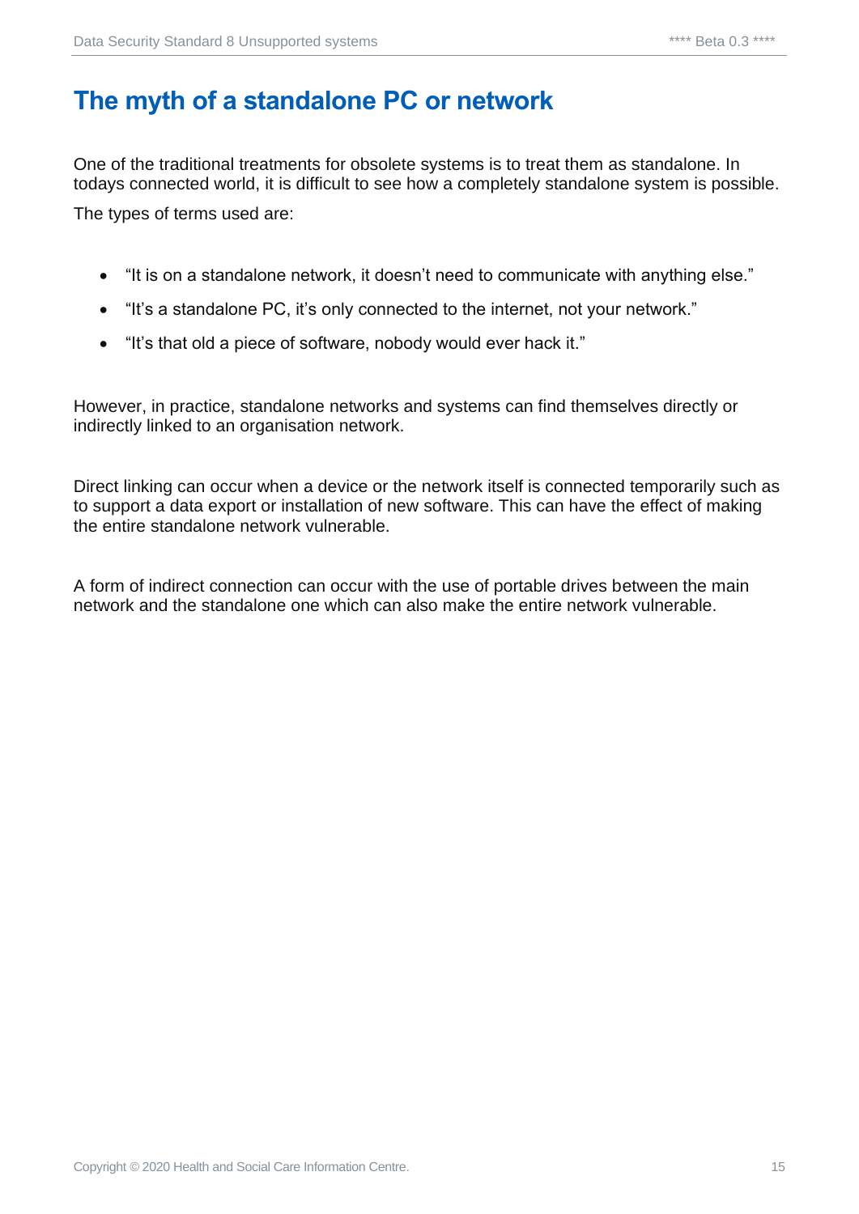# The myth of a standalone PC or network

One of the traditional treatments for obsolete systems is to treat them as standalone. In todays connected world, it is difficult to see how a completely standalone system is possible.

The types of terms used are:

- “It is on a standalone network, it doesn’t need to communicate with anything else.”
- “It’s a standalone PC, it’s only connected to the internet, not your network.”
- “It’s that old a piece of software, nobody would ever hack it.”

However, in practice, standalone networks and systems can find themselves directly or indirectly linked to an organisation network.

Direct linking can occur when a device or the network itself is connected temporarily such as to support a data export or installation of new software. This can have the effect of making the entire standalone network vulnerable.

A form of indirect connection can occur with the use of portable drives between the main network and the standalone one which can also make the entire network vulnerable.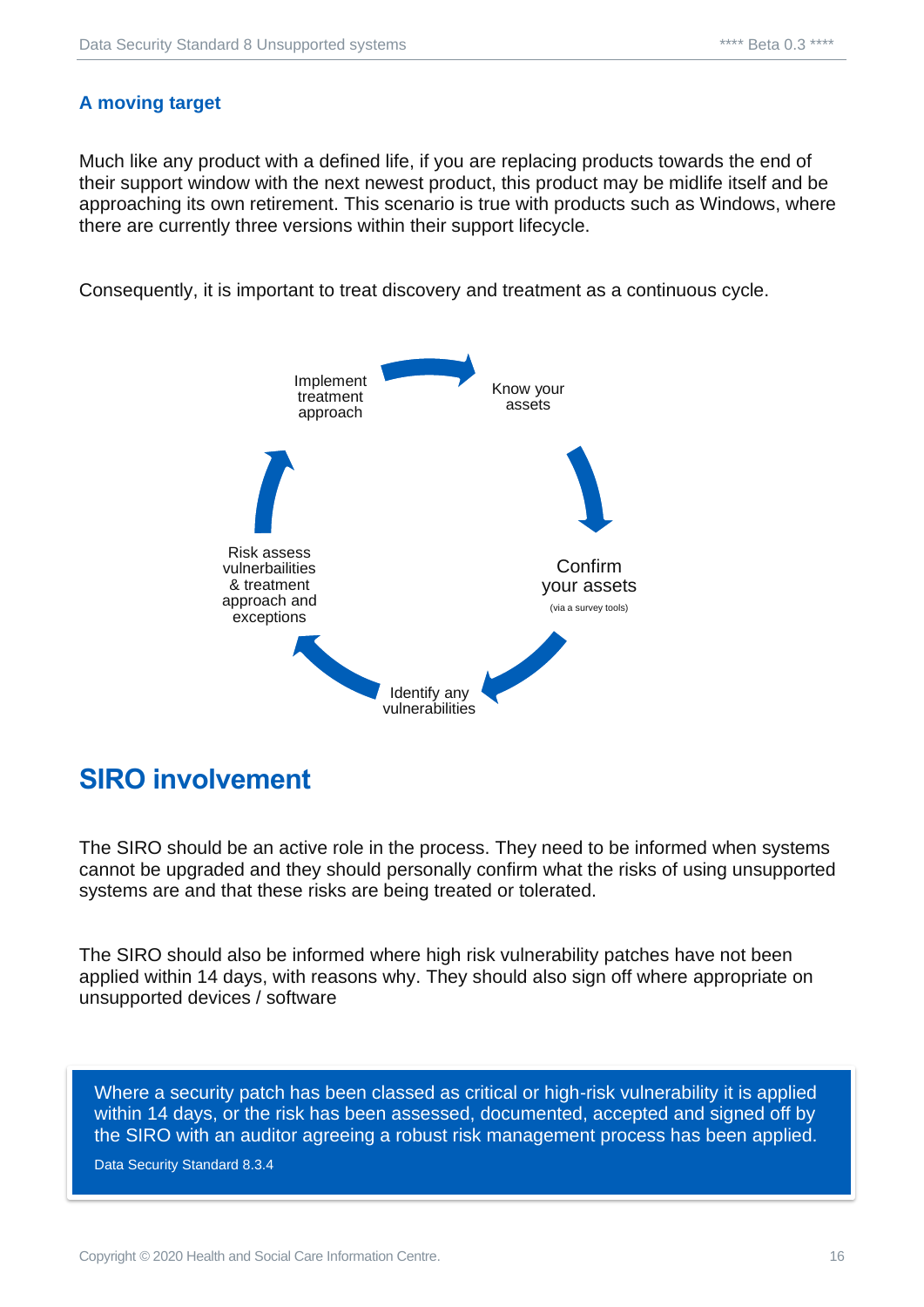### A moving target

Much like any product with a defined life, if you are replacing products towards the end of their support window with the next newest product, this product may be midlife itself and be approaching its own retirement. This scenario is true with products such as Windows, where there are currently three versions within their support lifecycle.

Consequently, it is important to treat discovery and treatment as a continuous cycle.

Know your assets

Confirm your assets (via a survey tools)

Identify any vulnerabilities

Risk assess vulnerbailities & treatment approach and exceptions

Implement treatment approach

## SIRO involvement

The SIRO should be an active role in the process. They need to be informed when systems cannot be upgraded and they should personally confirm what the risks of using unsupported systems are and that these risks are being treated or tolerated.

The SIRO should also be informed where high risk vulnerability patches have not been applied within 14 days, with reasons why. They should also sign off where appropriate on unsupported devices / software

> Where a security patch has been classed as critical or high-risk vulnerability it is applied within 14 days, or the risk has been assessed, documented, accepted and signed off by the SIRO with an auditor agreeing a robust risk management process has been applied.
>
> Data Security Standard 8.3.4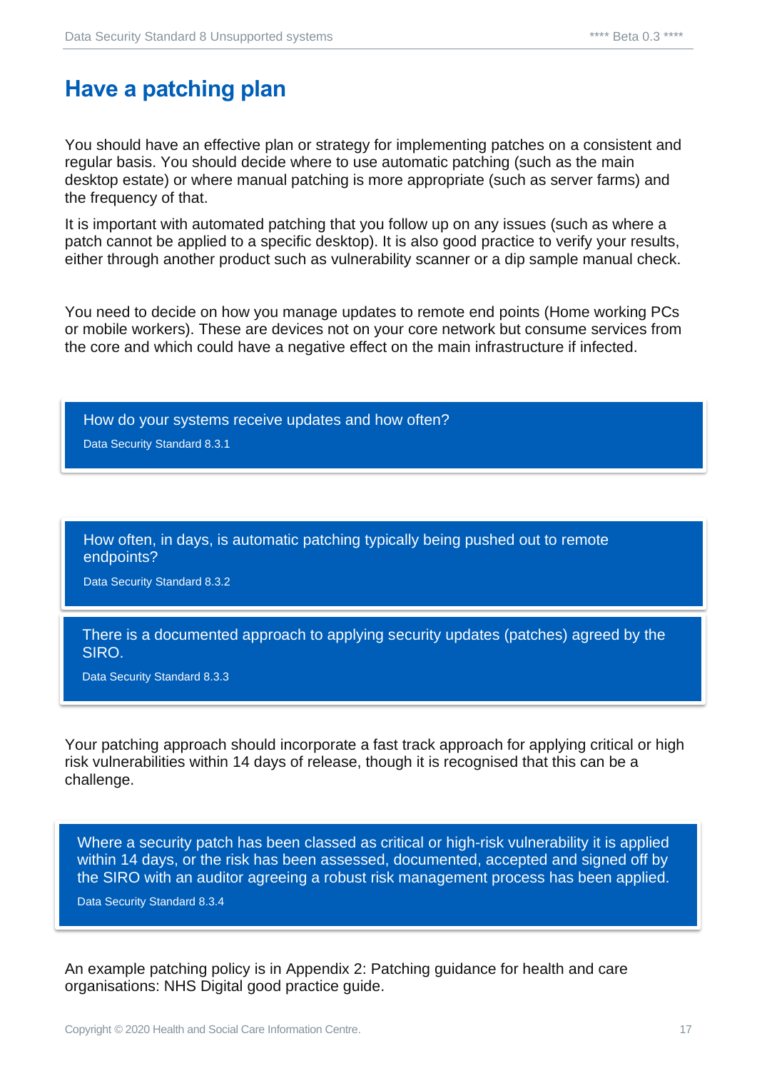# Have a patching plan

You should have an effective plan or strategy for implementing patches on a consistent and regular basis. You should decide where to use automatic patching (such as the main desktop estate) or where manual patching is more appropriate (such as server farms) and the frequency of that.

It is important with automated patching that you follow up on any issues (such as where a patch cannot be applied to a specific desktop). It is also good practice to verify your results, either through another product such as vulnerability scanner or a dip sample manual check.

You need to decide on how you manage updates to remote end points (Home working PCs or mobile workers). These are devices not on your core network but consume services from the core and which could have a negative effect on the main infrastructure if infected.

> How do your systems receive updates and how often?
>
> Data Security Standard 8.3.1

> How often, in days, is automatic patching typically being pushed out to remote endpoints?
>
> Data Security Standard 8.3.2

> There is a documented approach to applying security updates (patches) agreed by the SIRO.
>
> Data Security Standard 8.3.3

Your patching approach should incorporate a fast track approach for applying critical or high risk vulnerabilities within 14 days of release, though it is recognised that this can be a challenge.

> Where a security patch has been classed as critical or high-risk vulnerability it is applied within 14 days, or the risk has been assessed, documented, accepted and signed off by the SIRO with an auditor agreeing a robust risk management process has been applied.
>
> Data Security Standard 8.3.4

An example patching policy is in Appendix 2: Patching guidance for health and care organisations: NHS Digital good practice guide.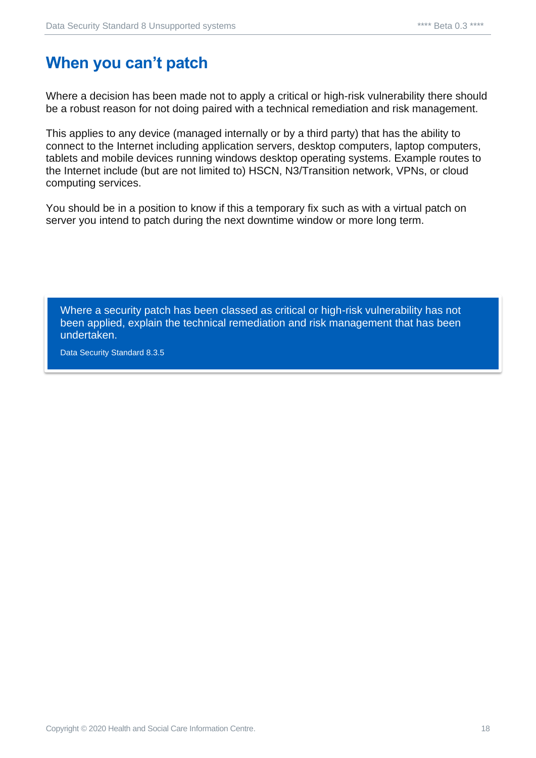## When you can't patch

Where a decision has been made not to apply a critical or high-risk vulnerability there should be a robust reason for not doing paired with a technical remediation and risk management.

This applies to any device (managed internally or by a third party) that has the ability to connect to the Internet including application servers, desktop computers, laptop computers, tablets and mobile devices running windows desktop operating systems. Example routes to the Internet include (but are not limited to) HSCN, N3/Transition network, VPNs, or cloud computing services.

You should be in a position to know if this a temporary fix such as with a virtual patch on server you intend to patch during the next downtime window or more long term.

> Where a security patch has been classed as critical or high-risk vulnerability has not been applied, explain the technical remediation and risk management that has been undertaken.
>
> Data Security Standard 8.3.5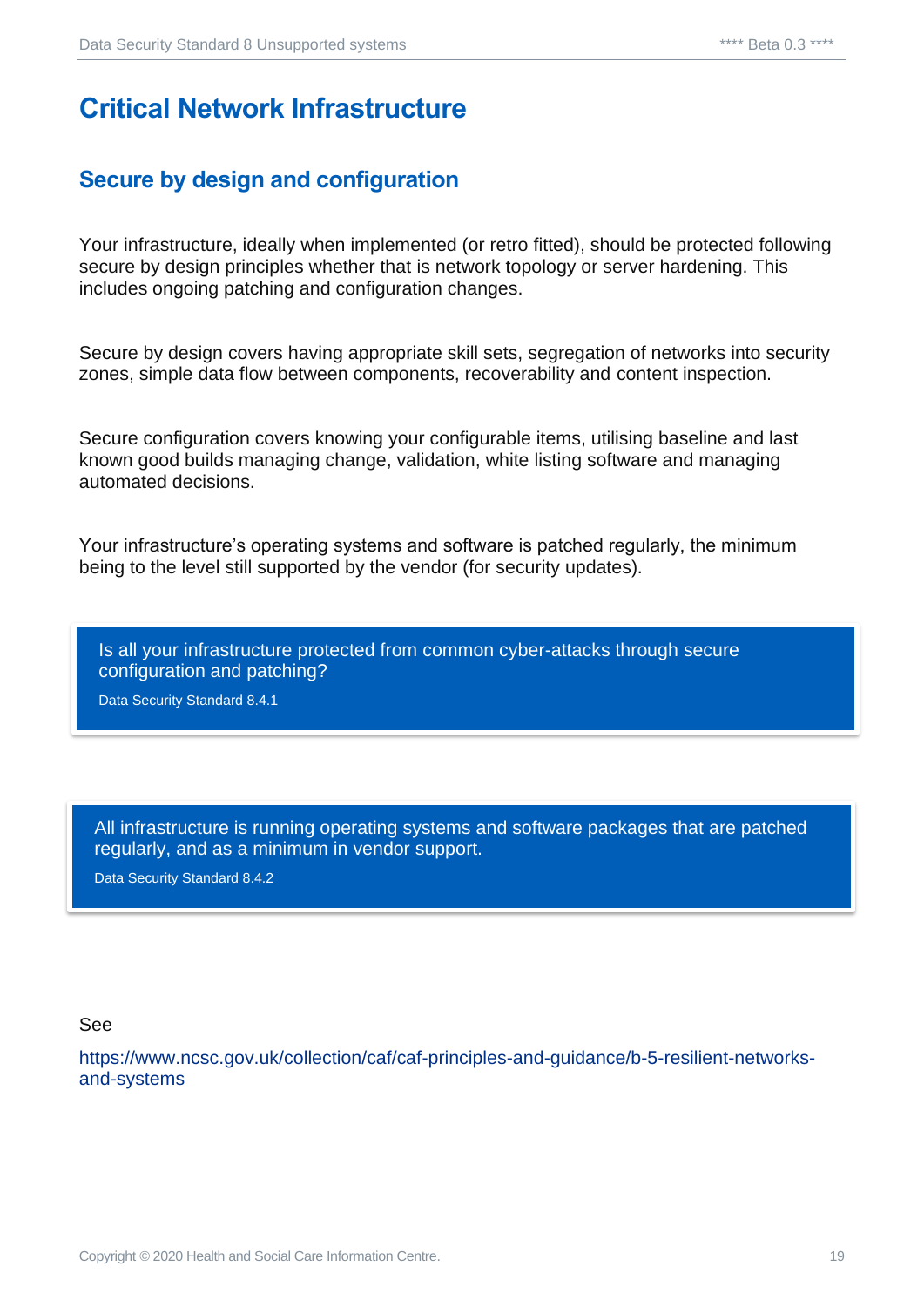# Critical Network Infrastructure

## Secure by design and configuration

Your infrastructure, ideally when implemented (or retro fitted), should be protected following secure by design principles whether that is network topology or server hardening. This includes ongoing patching and configuration changes.

Secure by design covers having appropriate skill sets, segregation of networks into security zones, simple data flow between components, recoverability and content inspection.

Secure configuration covers knowing your configurable items, utilising baseline and last known good builds managing change, validation, white listing software and managing automated decisions.

Your infrastructure's operating systems and software is patched regularly, the minimum being to the level still supported by the vendor (for security updates).

> Is all your infrastructure protected from common cyber-attacks through secure configuration and patching?
>
> Data Security Standard 8.4.1

> All infrastructure is running operating systems and software packages that are patched regularly, and as a minimum in vendor support.
>
> Data Security Standard 8.4.2

See

https://www.ncsc.gov.uk/collection/caf/caf-principles-and-guidance/b-5-resilient-networks-and-systems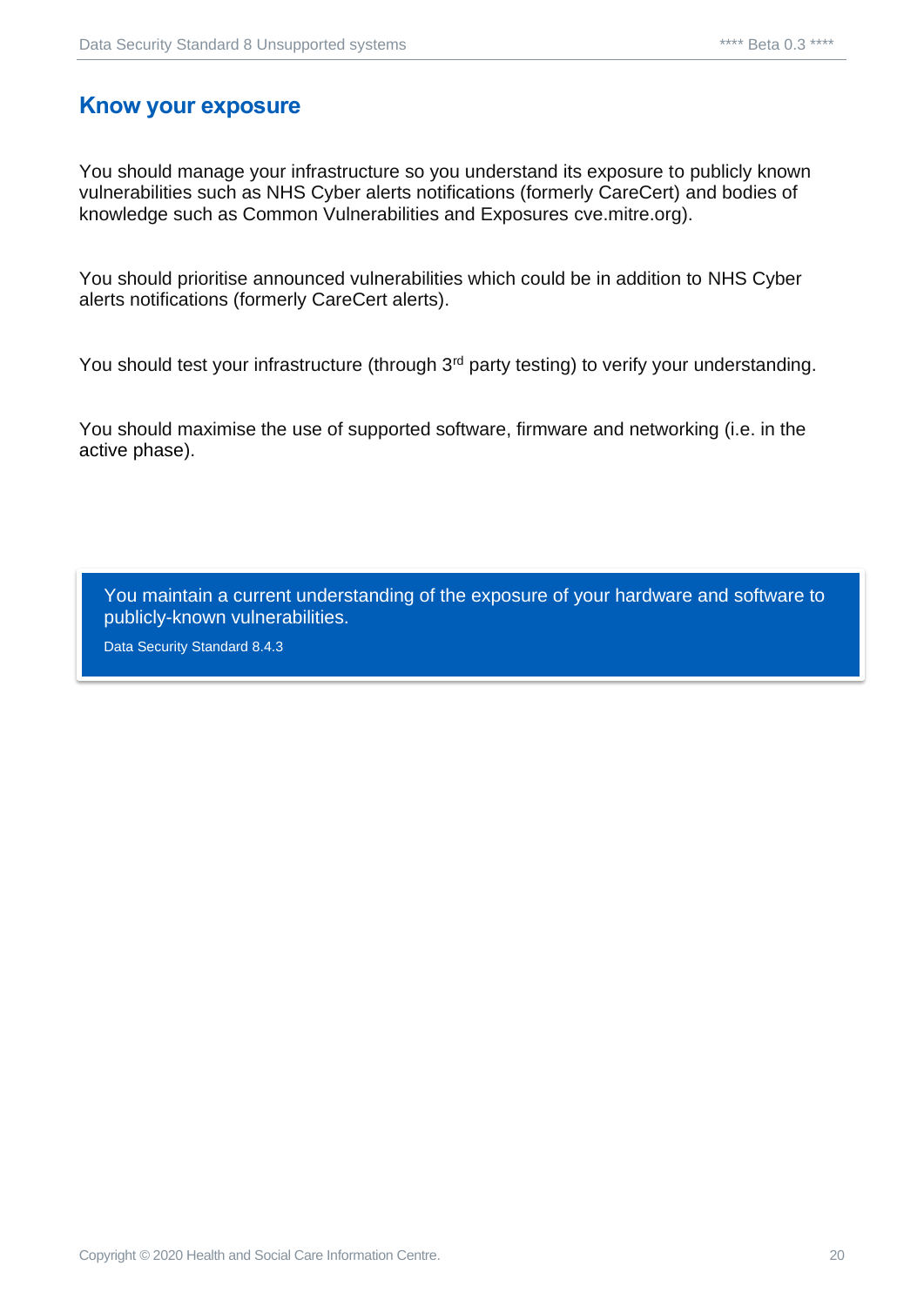## Know your exposure

You should manage your infrastructure so you understand its exposure to publicly known vulnerabilities such as NHS Cyber alerts notifications (formerly CareCert) and bodies of knowledge such as Common Vulnerabilities and Exposures cve.mitre.org).

You should prioritise announced vulnerabilities which could be in addition to NHS Cyber alerts notifications (formerly CareCert alerts).

You should test your infrastructure (through 3rd party testing) to verify your understanding.

You should maximise the use of supported software, firmware and networking (i.e. in the active phase).

> You maintain a current understanding of the exposure of your hardware and software to publicly-known vulnerabilities.
>
> Data Security Standard 8.4.3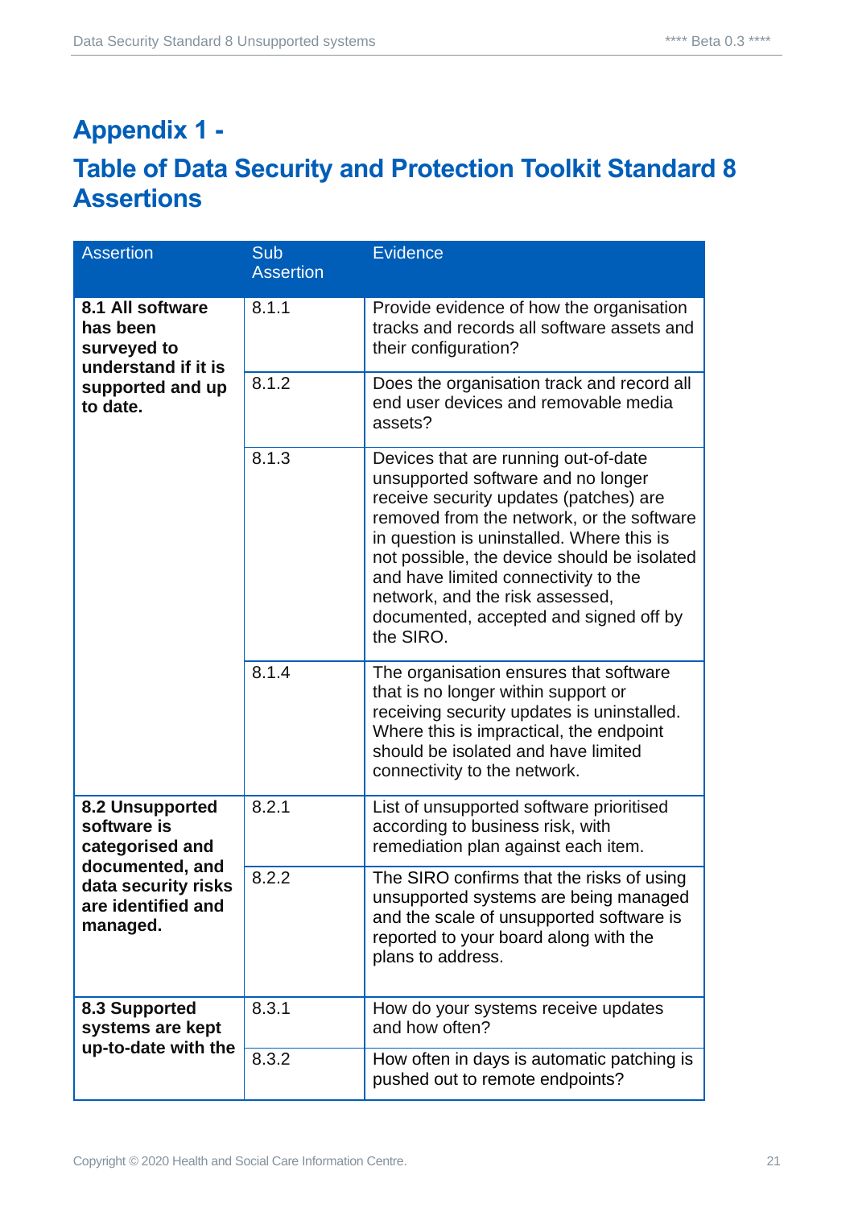# Appendix 1 -

## Table of Data Security and Protection Toolkit Standard 8 Assertions

| Assertion | Sub Assertion | Evidence |
|---|---|---|
| **8.1 All software has been surveyed to understand if it is supported and up to date.** | 8.1.1 | Provide evidence of how the organisation tracks and records all software assets and their configuration? |
| | 8.1.2 | Does the organisation track and record all end user devices and removable media assets? |
| | 8.1.3 | Devices that are running out-of-date unsupported software and no longer receive security updates (patches) are removed from the network, or the software in question is uninstalled. Where this is not possible, the device should be isolated and have limited connectivity to the network, and the risk assessed, documented, accepted and signed off by the SIRO. |
| | 8.1.4 | The organisation ensures that software that is no longer within support or receiving security updates is uninstalled. Where this is impractical, the endpoint should be isolated and have limited connectivity to the network. |
| **8.2 Unsupported software is categorised and documented, and data security risks are identified and managed.** | 8.2.1 | List of unsupported software prioritised according to business risk, with remediation plan against each item. |
| | 8.2.2 | The SIRO confirms that the risks of using unsupported systems are being managed and the scale of unsupported software is reported to your board along with the plans to address. |
| **8.3 Supported systems are kept up-to-date with the** | 8.3.1 | How do your systems receive updates and how often? |
| | 8.3.2 | How often in days is automatic patching is pushed out to remote endpoints? |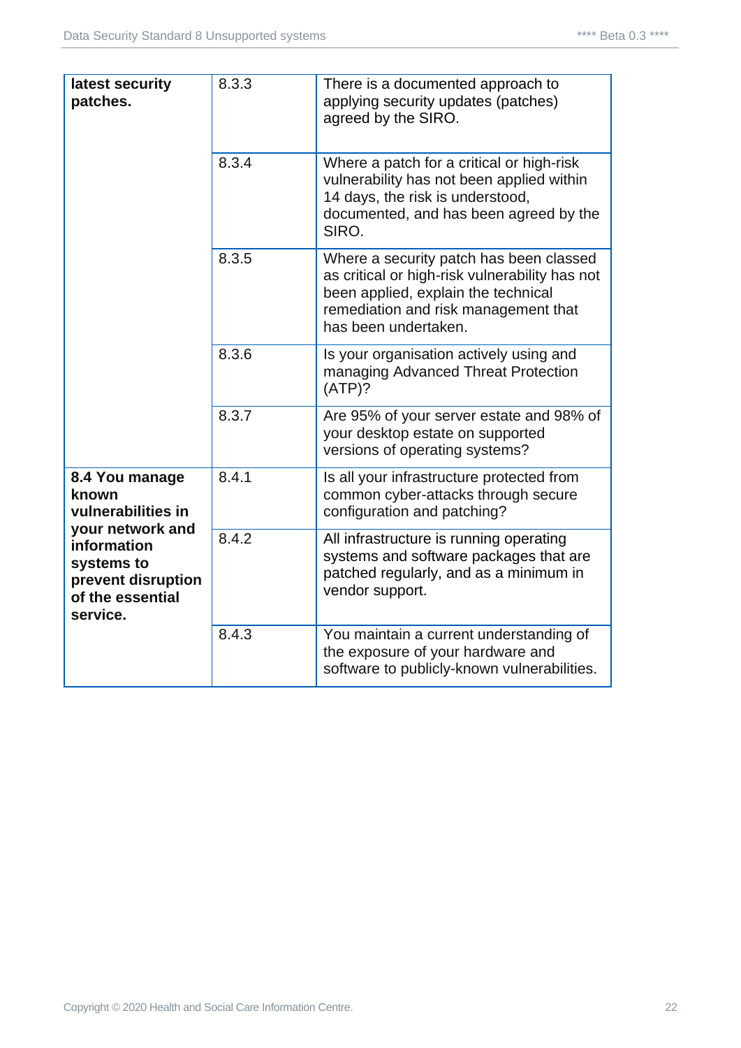| | | |
|---|---|---|
| **latest security patches.** | 8.3.3 | There is a documented approach to applying security updates (patches) agreed by the SIRO. |
| | 8.3.4 | Where a patch for a critical or high-risk vulnerability has not been applied within 14 days, the risk is understood, documented, and has been agreed by the SIRO. |
| | 8.3.5 | Where a security patch has been classed as critical or high-risk vulnerability has not been applied, explain the technical remediation and risk management that has been undertaken. |
| | 8.3.6 | Is your organisation actively using and managing Advanced Threat Protection (ATP)? |
| | 8.3.7 | Are 95% of your server estate and 98% of your desktop estate on supported versions of operating systems? |
| **8.4 You manage known vulnerabilities in your network and information systems to prevent disruption of the essential service.** | 8.4.1 | Is all your infrastructure protected from common cyber-attacks through secure configuration and patching? |
| | 8.4.2 | All infrastructure is running operating systems and software packages that are patched regularly, and as a minimum in vendor support. |
| | 8.4.3 | You maintain a current understanding of the exposure of your hardware and software to publicly-known vulnerabilities. |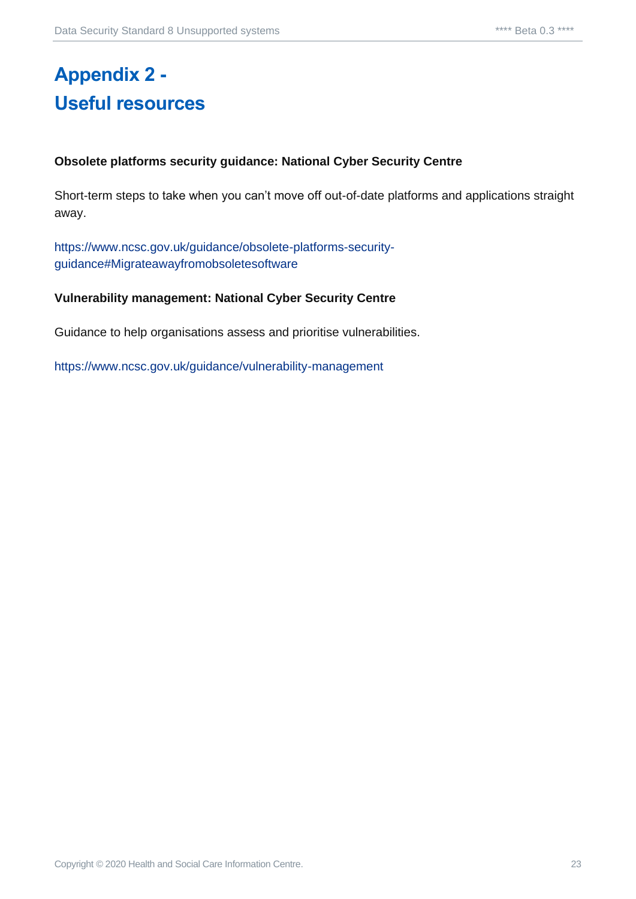# Appendix 2 - Useful resources

**Obsolete platforms security guidance: National Cyber Security Centre**

Short-term steps to take when you can't move off out-of-date platforms and applications straight away.

https://www.ncsc.gov.uk/guidance/obsolete-platforms-security-guidance#Migrateawayfromobsoletesoftware

**Vulnerability management: National Cyber Security Centre**

Guidance to help organisations assess and prioritise vulnerabilities.

https://www.ncsc.gov.uk/guidance/vulnerability-management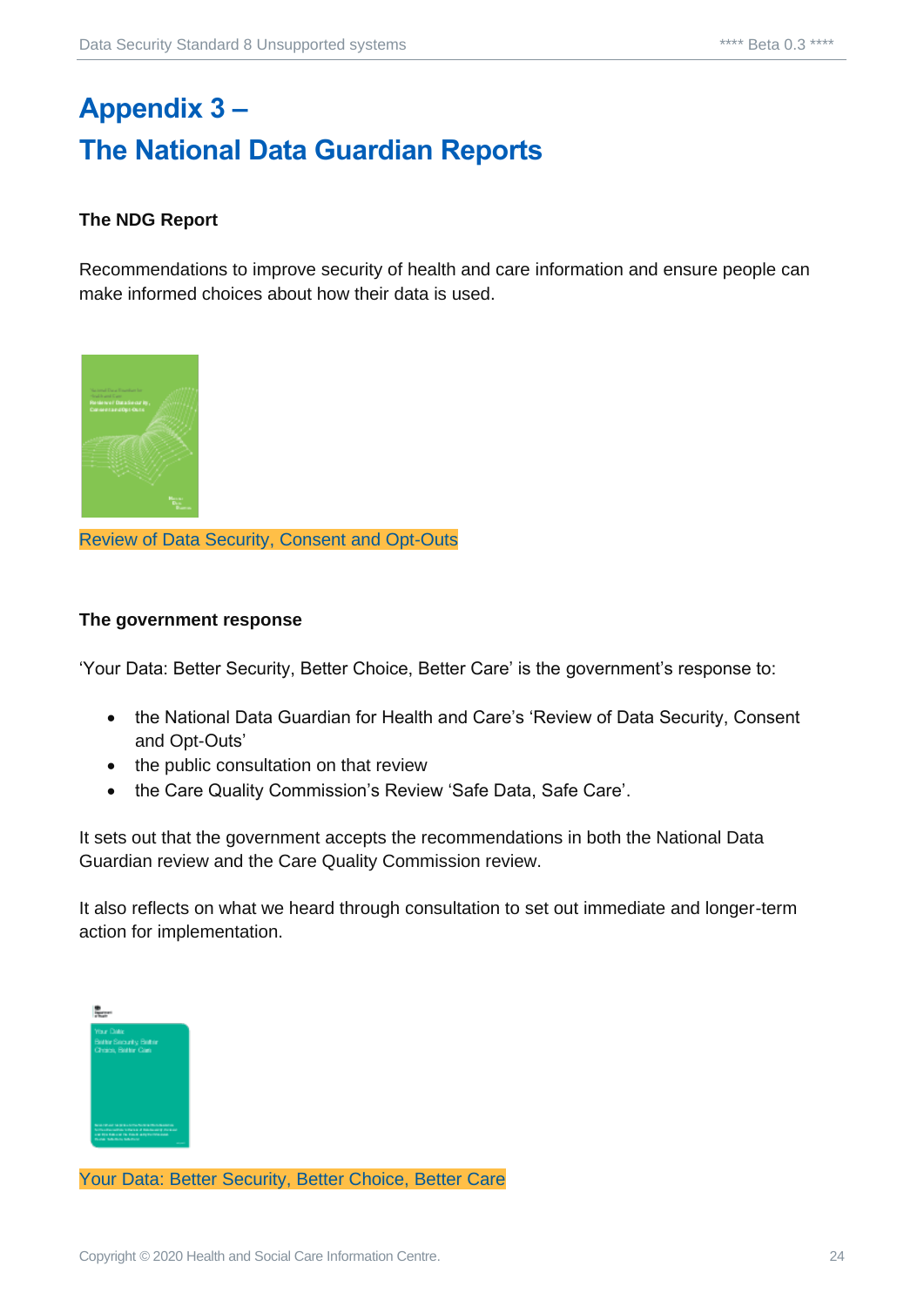# Appendix 3 – The National Data Guardian Reports

**The NDG Report**

Recommendations to improve security of health and care information and ensure people can make informed choices about how their data is used.

Review of Data Security, Consent and Opt-Outs

**The government response**

'Your Data: Better Security, Better Choice, Better Care' is the government's response to:

- the National Data Guardian for Health and Care's 'Review of Data Security, Consent and Opt-Outs'
- the public consultation on that review
- the Care Quality Commission's Review 'Safe Data, Safe Care'.

It sets out that the government accepts the recommendations in both the National Data Guardian review and the Care Quality Commission review.

It also reflects on what we heard through consultation to set out immediate and longer-term action for implementation.

Your Data: Better Security, Better Choice, Better Care